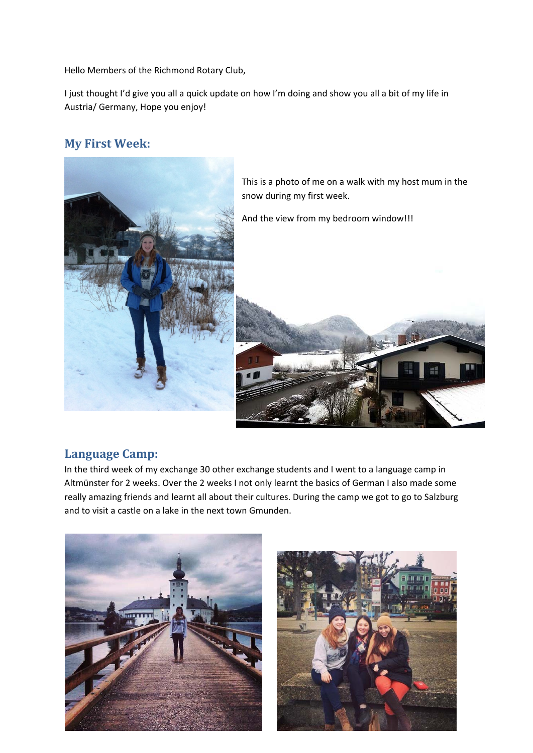Hello Members of the Richmond Rotary Club,

I just thought I'd give you all a quick update on how I'm doing and show you all a bit of my life in Austria/ Germany, Hope you enjoy!

## My First Week:

This is a photo of me on a walk with my host mum in the snow during my first week.

And the view from my bedroom window!!!

## Language Camp:

In the third week of my exchange 30 other exchange students and I went to a language camp in Altmünster for 2 weeks. Over the 2 weeks I not only learnt the basics of German I also made some really amazing friends and learnt all about their cultures. During the camp we got to go to Salzburg and to visit a castle on a lake in the next town Gmunden.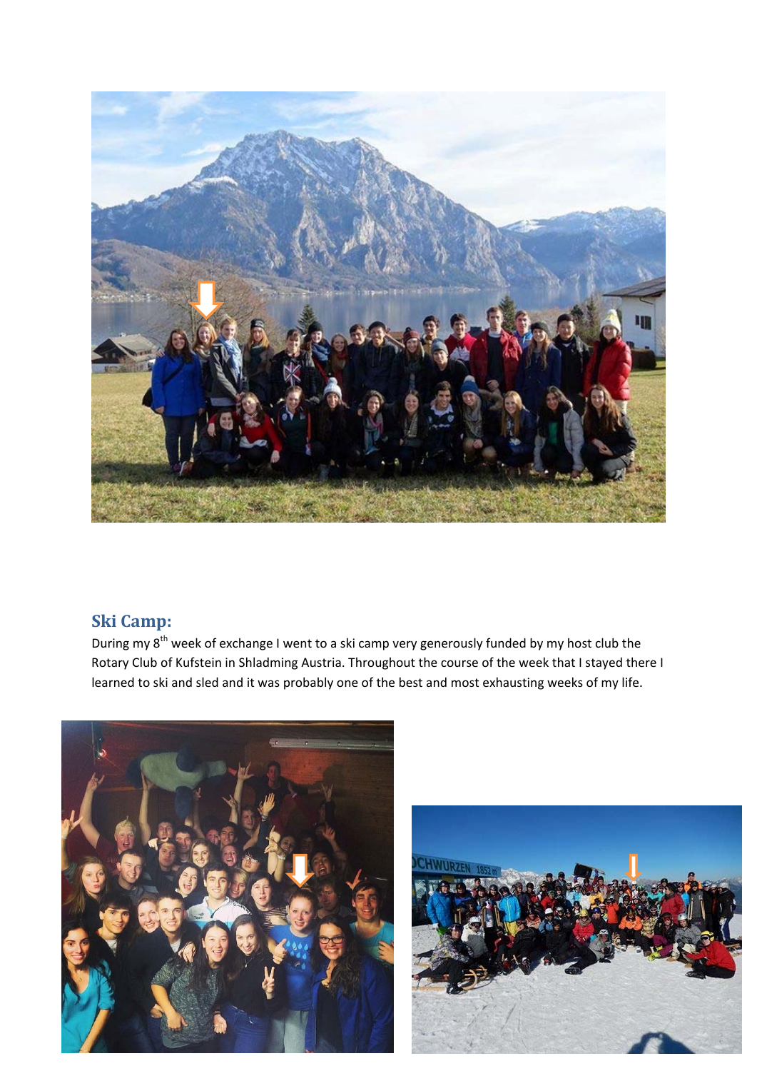## Ski Camp:

During my 8th week of exchange I went to a ski camp very generously funded by my host club the Rotary Club of Kufstein in Shladming Austria. Throughout the course of the week that I stayed there I learned to ski and sled and it was probably one of the best and most exhausting weeks of my life.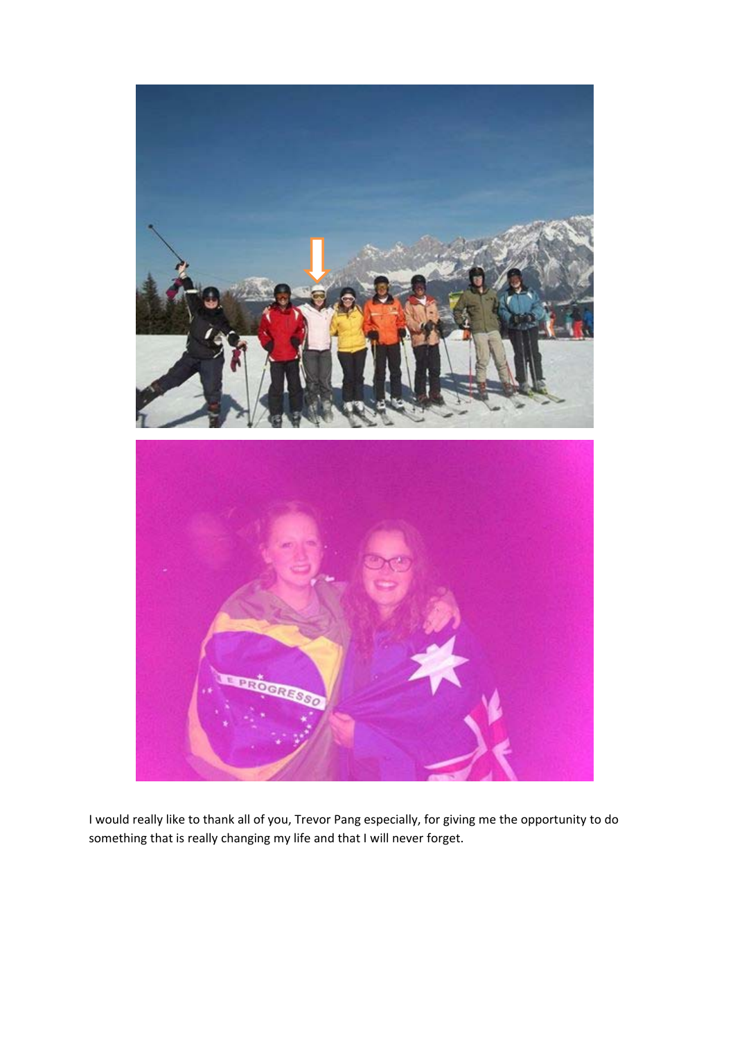I would really like to thank all of you, Trevor Pang especially, for giving me the opportunity to do something that is really changing my life and that I will never forget.